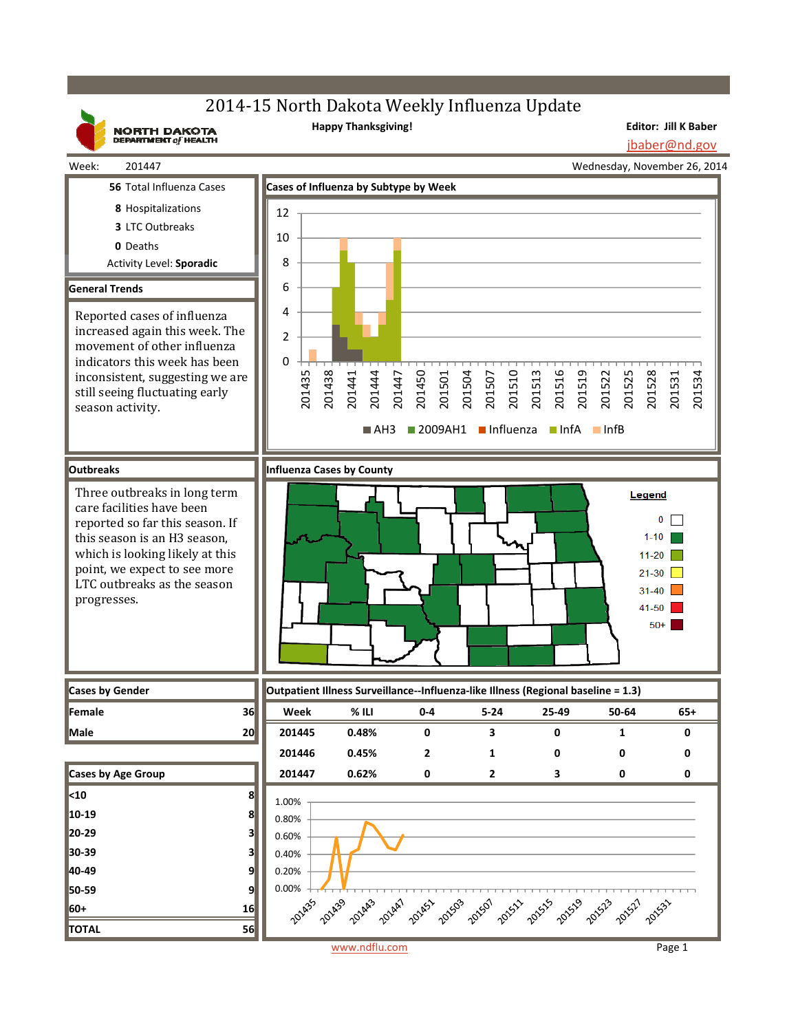# 2014-15 North Dakota Weekly Influenza Update

NORTH DAKOTA DEPARTMENT of HEALTH

Happy Thanksgiving!

Editor: Jill K Baber
jbaber@nd.gov

Week: 201447

Wednesday, November 26, 2014

**56** Total Influenza Cases

**8** Hospitalizations

**3** LTC Outbreaks

**0** Deaths

Activity Level: **Sporadic**

## General Trends

Reported cases of influenza increased again this week. The movement of other influenza indicators this week has been inconsistent, suggesting we are still seeing fluctuating early season activity.

## Cases of Influenza by Subtype by Week

Legend: AH3, 2009AH1, Influenza, InfA, InfB

## Outbreaks

Three outbreaks in long term care facilities have been reported so far this season. If this season is an H3 season, which is looking likely at this point, we expect to see more LTC outbreaks as the season progresses.

## Influenza Cases by County

Legend: 0; 1-10; 11-20; 21-30; 31-40; 41-50; 50+

## Cases by Gender

| | |
|---|---|
| Female | 36 |
| Male | 20 |

## Cases by Age Group

| | |
|---|---|
| <10 | 8 |
| 10-19 | 8 |
| 20-29 | 3 |
| 30-39 | 3 |
| 40-49 | 9 |
| 50-59 | 9 |
| 60+ | 16 |
| TOTAL | 56 |

## Outpatient Illness Surveillance--Influenza-like Illness (Regional baseline = 1.3)

| Week | % ILI | 0-4 | 5-24 | 25-49 | 50-64 | 65+ |
|---|---|---|---|---|---|---|
| 201445 | 0.48% | 0 | 3 | 0 | 1 | 0 |
| 201446 | 0.45% | 2 | 1 | 0 | 0 | 0 |
| 201447 | 0.62% | 0 | 2 | 3 | 0 | 0 |

www.ndflu.com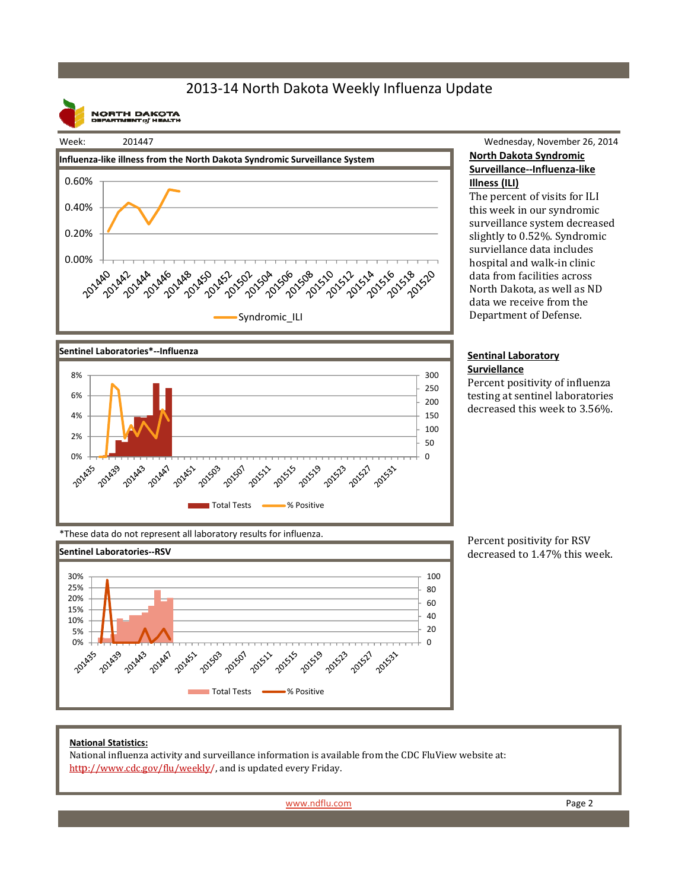# 2013-14 North Dakota Weekly Influenza Update

NORTH DAKOTA DEPARTMENT of HEALTH

Week: 201447

Wednesday, November 26, 2014

**Influenza-like illness from the North Dakota Syndromic Surveillance System**

0.60%
0.40%
0.20%
0.00%

201440 201442 201444 201446 201448 201450 201452 201502 201504 201506 201508 201510 201512 201514 201516 201518 201520

Syndromic_ILI

**North Dakota Syndromic Surveillance--Influenza-like Illness (ILI)**

The percent of visits for ILI this week in our syndromic surveillance system decreased slightly to 0.52%. Syndromic surviellance data includes hospital and walk-in clinic data from facilities across North Dakota, as well as ND data we receive from the Department of Defense.

**Sentinel Laboratories*--Influenza**

8%
6%
4%
2%
0%

300
250
200
150
100
50
0

201435 201439 201443 201447 201451 201503 201507 201511 201515 201519 201523 201527 201531

Total Tests    % Positive

**Sentinal Laboratory Surviellance**

Percent positivity of influenza testing at sentinel laboratories decreased this week to 3.56%.

*These data do not represent all laboratory results for influenza.

**Sentinel Laboratories--RSV**

30%
25%
20%
15%
10%
5%
0%

100
80
60
40
20
0

201435 201439 201443 201447 201451 201503 201507 201511 201515 201519 201523 201527 201531

Total Tests    % Positive

Percent positivity for RSV decreased to 1.47% this week.

**National Statistics:**

National influenza activity and surveillance information is available from the CDC FluView website at: http://www.cdc.gov/flu/weekly/, and is updated every Friday.

www.ndflu.com